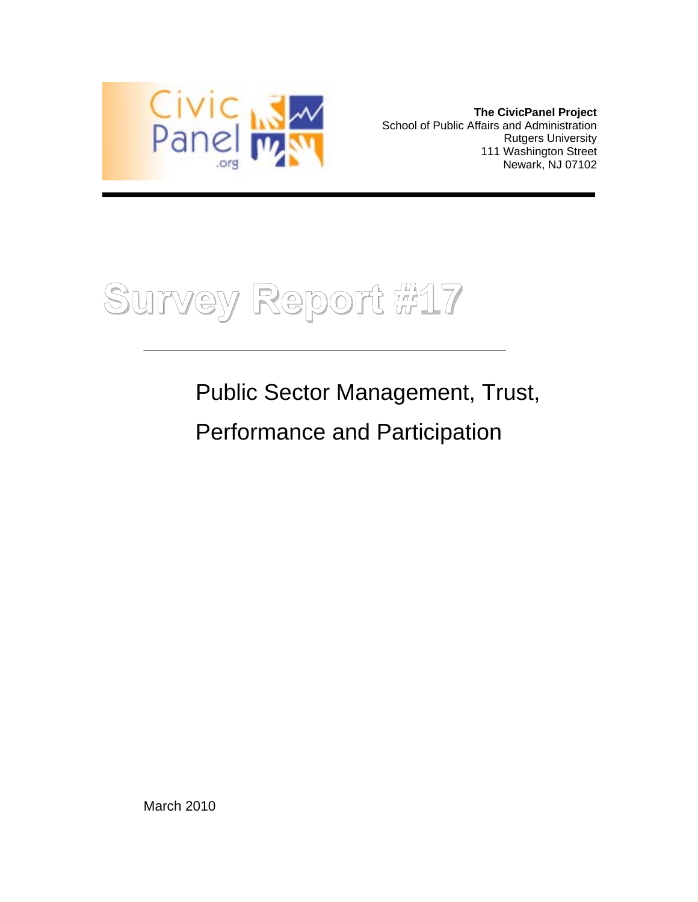Civic Panel .org

**The CivicPanel Project**
School of Public Affairs and Administration
Rutgers University
111 Washington Street
Newark, NJ 07102

---

# Survey Report #17

## Public Sector Management, Trust, Performance and Participation

March 2010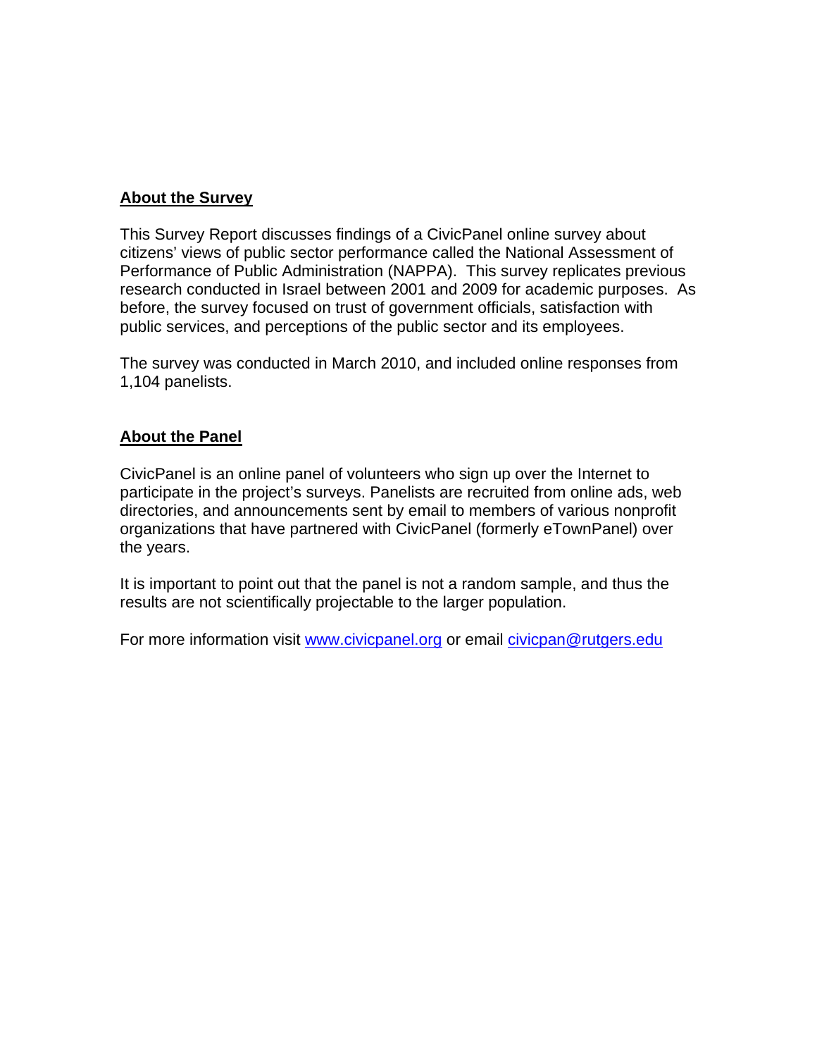## About the Survey

This Survey Report discusses findings of a CivicPanel online survey about citizens' views of public sector performance called the National Assessment of Performance of Public Administration (NAPPA). This survey replicates previous research conducted in Israel between 2001 and 2009 for academic purposes. As before, the survey focused on trust of government officials, satisfaction with public services, and perceptions of the public sector and its employees.

The survey was conducted in March 2010, and included online responses from 1,104 panelists.

## About the Panel

CivicPanel is an online panel of volunteers who sign up over the Internet to participate in the project's surveys. Panelists are recruited from online ads, web directories, and announcements sent by email to members of various nonprofit organizations that have partnered with CivicPanel (formerly eTownPanel) over the years.

It is important to point out that the panel is not a random sample, and thus the results are not scientifically projectable to the larger population.

For more information visit [www.civicpanel.org](http://www.civicpanel.org) or email [civicpan@rutgers.edu](mailto:civicpan@rutgers.edu)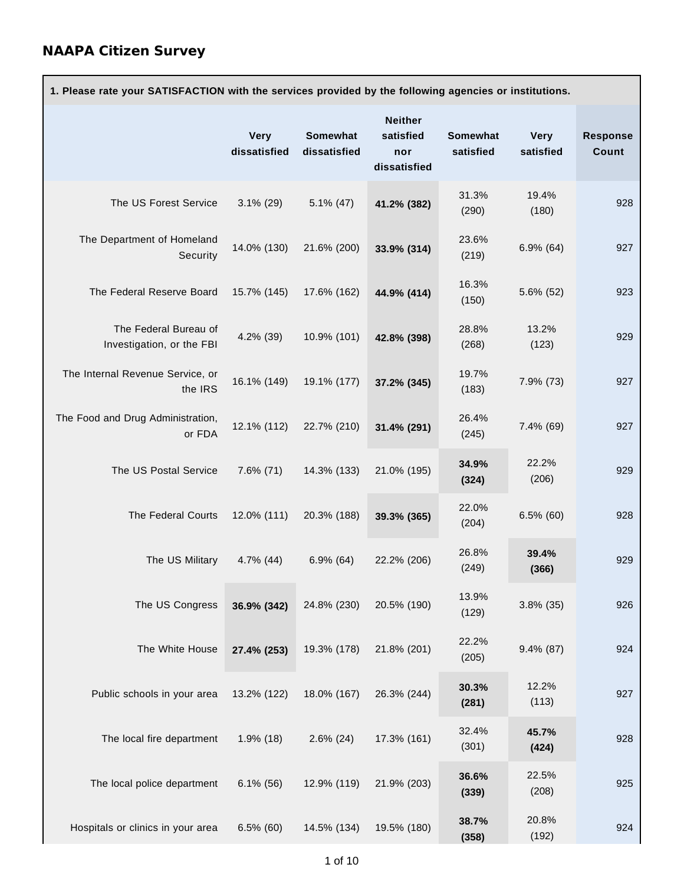## NAAPA Citizen Survey

| 1. Please rate your SATISFACTION with the services provided by the following agencies or institutions. | | | | | | |
|---|---|---|---|---|---|---|
| | Very dissatisfied | Somewhat dissatisfied | Neither satisfied nor dissatisfied | Somewhat satisfied | Very satisfied | Response Count |
| The US Forest Service | 3.1% (29) | 5.1% (47) | **41.2% (382)** | 31.3% (290) | 19.4% (180) | 928 |
| The Department of Homeland Security | 14.0% (130) | 21.6% (200) | **33.9% (314)** | 23.6% (219) | 6.9% (64) | 927 |
| The Federal Reserve Board | 15.7% (145) | 17.6% (162) | **44.9% (414)** | 16.3% (150) | 5.6% (52) | 923 |
| The Federal Bureau of Investigation, or the FBI | 4.2% (39) | 10.9% (101) | **42.8% (398)** | 28.8% (268) | 13.2% (123) | 929 |
| The Internal Revenue Service, or the IRS | 16.1% (149) | 19.1% (177) | **37.2% (345)** | 19.7% (183) | 7.9% (73) | 927 |
| The Food and Drug Administration, or FDA | 12.1% (112) | 22.7% (210) | **31.4% (291)** | 26.4% (245) | 7.4% (69) | 927 |
| The US Postal Service | 7.6% (71) | 14.3% (133) | 21.0% (195) | **34.9% (324)** | 22.2% (206) | 929 |
| The Federal Courts | 12.0% (111) | 20.3% (188) | **39.3% (365)** | 22.0% (204) | 6.5% (60) | 928 |
| The US Military | 4.7% (44) | 6.9% (64) | 22.2% (206) | 26.8% (249) | **39.4% (366)** | 929 |
| The US Congress | **36.9% (342)** | 24.8% (230) | 20.5% (190) | 13.9% (129) | 3.8% (35) | 926 |
| The White House | **27.4% (253)** | 19.3% (178) | 21.8% (201) | 22.2% (205) | 9.4% (87) | 924 |
| Public schools in your area | 13.2% (122) | 18.0% (167) | 26.3% (244) | **30.3% (281)** | 12.2% (113) | 927 |
| The local fire department | 1.9% (18) | 2.6% (24) | 17.3% (161) | 32.4% (301) | **45.7% (424)** | 928 |
| The local police department | 6.1% (56) | 12.9% (119) | 21.9% (203) | **36.6% (339)** | 22.5% (208) | 925 |
| Hospitals or clinics in your area | 6.5% (60) | 14.5% (134) | 19.5% (180) | **38.7% (358)** | 20.8% (192) | 924 |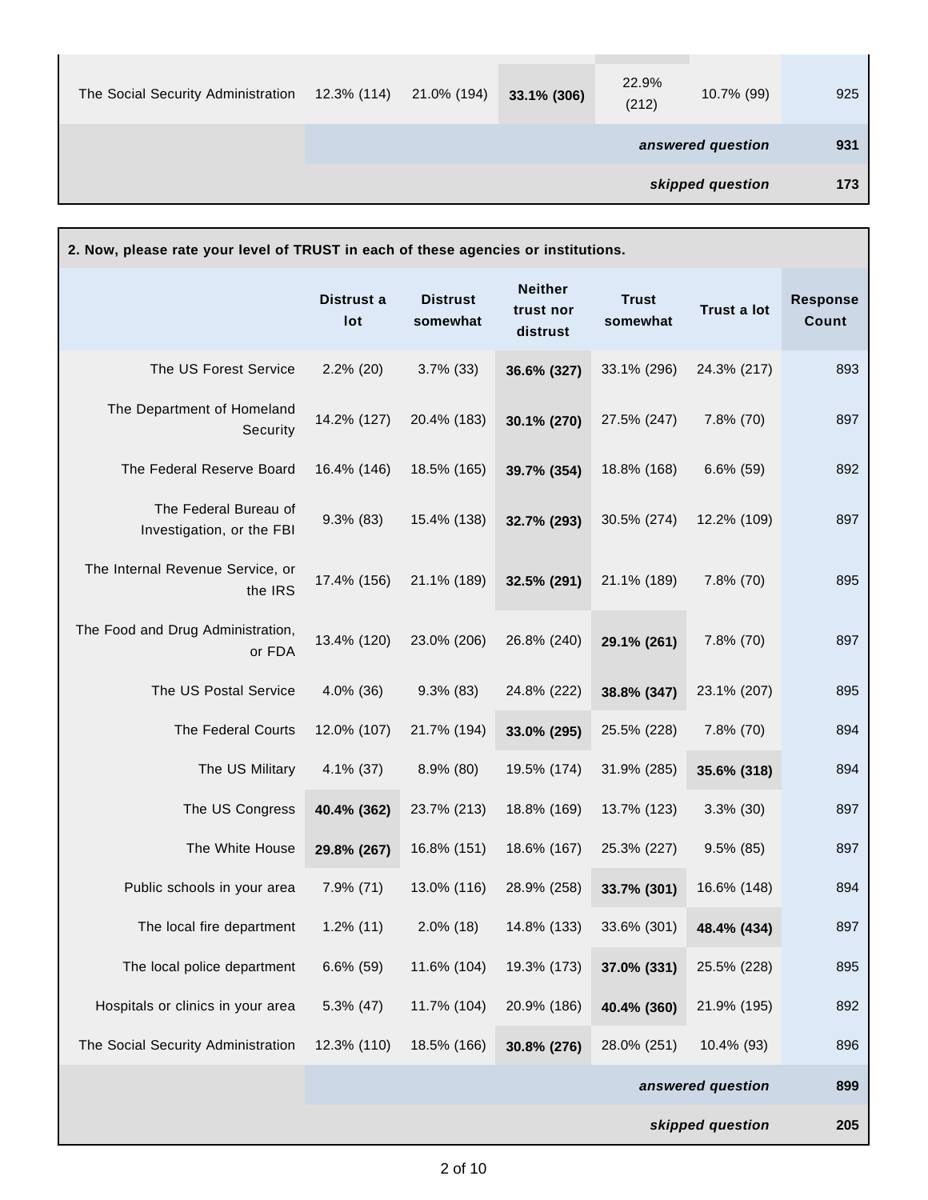| | | | | | | |
|---|---|---|---|---|---|---|
| The Social Security Administration | 12.3% (114) | 21.0% (194) | **33.1% (306)** | 22.9% (212) | 10.7% (99) | 925 |
| | | | | | ***answered question*** | **931** |
| | | | | | ***skipped question*** | **173** |

**2. Now, please rate your level of TRUST in each of these agencies or institutions.**

| | Distrust a lot | Distrust somewhat | Neither trust nor distrust | Trust somewhat | Trust a lot | Response Count |
|---|---|---|---|---|---|---|
| The US Forest Service | 2.2% (20) | 3.7% (33) | **36.6% (327)** | 33.1% (296) | 24.3% (217) | 893 |
| The Department of Homeland Security | 14.2% (127) | 20.4% (183) | **30.1% (270)** | 27.5% (247) | 7.8% (70) | 897 |
| The Federal Reserve Board | 16.4% (146) | 18.5% (165) | **39.7% (354)** | 18.8% (168) | 6.6% (59) | 892 |
| The Federal Bureau of Investigation, or the FBI | 9.3% (83) | 15.4% (138) | **32.7% (293)** | 30.5% (274) | 12.2% (109) | 897 |
| The Internal Revenue Service, or the IRS | 17.4% (156) | 21.1% (189) | **32.5% (291)** | 21.1% (189) | 7.8% (70) | 895 |
| The Food and Drug Administration, or FDA | 13.4% (120) | 23.0% (206) | 26.8% (240) | **29.1% (261)** | 7.8% (70) | 897 |
| The US Postal Service | 4.0% (36) | 9.3% (83) | 24.8% (222) | **38.8% (347)** | 23.1% (207) | 895 |
| The Federal Courts | 12.0% (107) | 21.7% (194) | **33.0% (295)** | 25.5% (228) | 7.8% (70) | 894 |
| The US Military | 4.1% (37) | 8.9% (80) | 19.5% (174) | 31.9% (285) | **35.6% (318)** | 894 |
| The US Congress | **40.4% (362)** | 23.7% (213) | 18.8% (169) | 13.7% (123) | 3.3% (30) | 897 |
| The White House | **29.8% (267)** | 16.8% (151) | 18.6% (167) | 25.3% (227) | 9.5% (85) | 897 |
| Public schools in your area | 7.9% (71) | 13.0% (116) | 28.9% (258) | **33.7% (301)** | 16.6% (148) | 894 |
| The local fire department | 1.2% (11) | 2.0% (18) | 14.8% (133) | 33.6% (301) | **48.4% (434)** | 897 |
| The local police department | 6.6% (59) | 11.6% (104) | 19.3% (173) | **37.0% (331)** | 25.5% (228) | 895 |
| Hospitals or clinics in your area | 5.3% (47) | 11.7% (104) | 20.9% (186) | **40.4% (360)** | 21.9% (195) | 892 |
| The Social Security Administration | 12.3% (110) | 18.5% (166) | **30.8% (276)** | 28.0% (251) | 10.4% (93) | 896 |
| | | | | | ***answered question*** | **899** |
| | | | | | ***skipped question*** | **205** |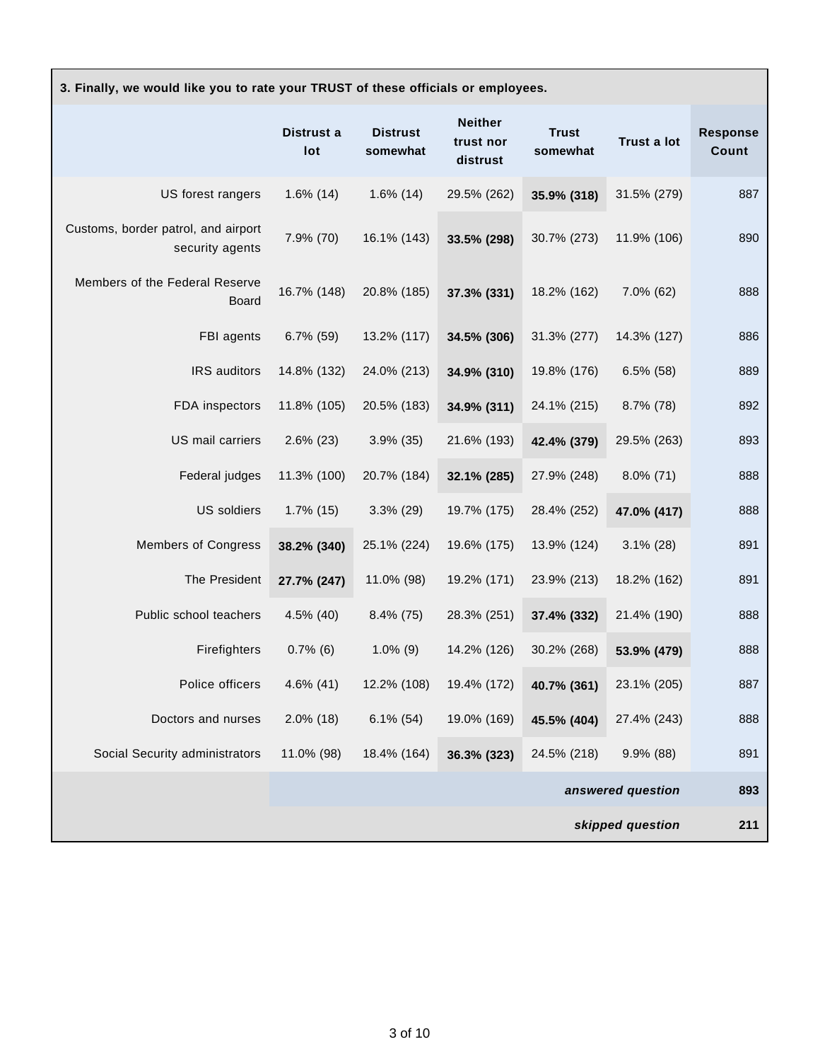**3. Finally, we would like you to rate your TRUST of these officials or employees.**

| | Distrust a lot | Distrust somewhat | Neither trust nor distrust | Trust somewhat | Trust a lot | Response Count |
|---|---|---|---|---|---|---|
| US forest rangers | 1.6% (14) | 1.6% (14) | 29.5% (262) | **35.9% (318)** | 31.5% (279) | 887 |
| Customs, border patrol, and airport security agents | 7.9% (70) | 16.1% (143) | **33.5% (298)** | 30.7% (273) | 11.9% (106) | 890 |
| Members of the Federal Reserve Board | 16.7% (148) | 20.8% (185) | **37.3% (331)** | 18.2% (162) | 7.0% (62) | 888 |
| FBI agents | 6.7% (59) | 13.2% (117) | **34.5% (306)** | 31.3% (277) | 14.3% (127) | 886 |
| IRS auditors | 14.8% (132) | 24.0% (213) | **34.9% (310)** | 19.8% (176) | 6.5% (58) | 889 |
| FDA inspectors | 11.8% (105) | 20.5% (183) | **34.9% (311)** | 24.1% (215) | 8.7% (78) | 892 |
| US mail carriers | 2.6% (23) | 3.9% (35) | 21.6% (193) | **42.4% (379)** | 29.5% (263) | 893 |
| Federal judges | 11.3% (100) | 20.7% (184) | **32.1% (285)** | 27.9% (248) | 8.0% (71) | 888 |
| US soldiers | 1.7% (15) | 3.3% (29) | 19.7% (175) | 28.4% (252) | **47.0% (417)** | 888 |
| Members of Congress | **38.2% (340)** | 25.1% (224) | 19.6% (175) | 13.9% (124) | 3.1% (28) | 891 |
| The President | **27.7% (247)** | 11.0% (98) | 19.2% (171) | 23.9% (213) | 18.2% (162) | 891 |
| Public school teachers | 4.5% (40) | 8.4% (75) | 28.3% (251) | **37.4% (332)** | 21.4% (190) | 888 |
| Firefighters | 0.7% (6) | 1.0% (9) | 14.2% (126) | 30.2% (268) | **53.9% (479)** | 888 |
| Police officers | 4.6% (41) | 12.2% (108) | 19.4% (172) | **40.7% (361)** | 23.1% (205) | 887 |
| Doctors and nurses | 2.0% (18) | 6.1% (54) | 19.0% (169) | **45.5% (404)** | 27.4% (243) | 888 |
| Social Security administrators | 11.0% (98) | 18.4% (164) | **36.3% (323)** | 24.5% (218) | 9.9% (88) | 891 |
| | | | | | *answered question* | 893 |
| | | | | | *skipped question* | 211 |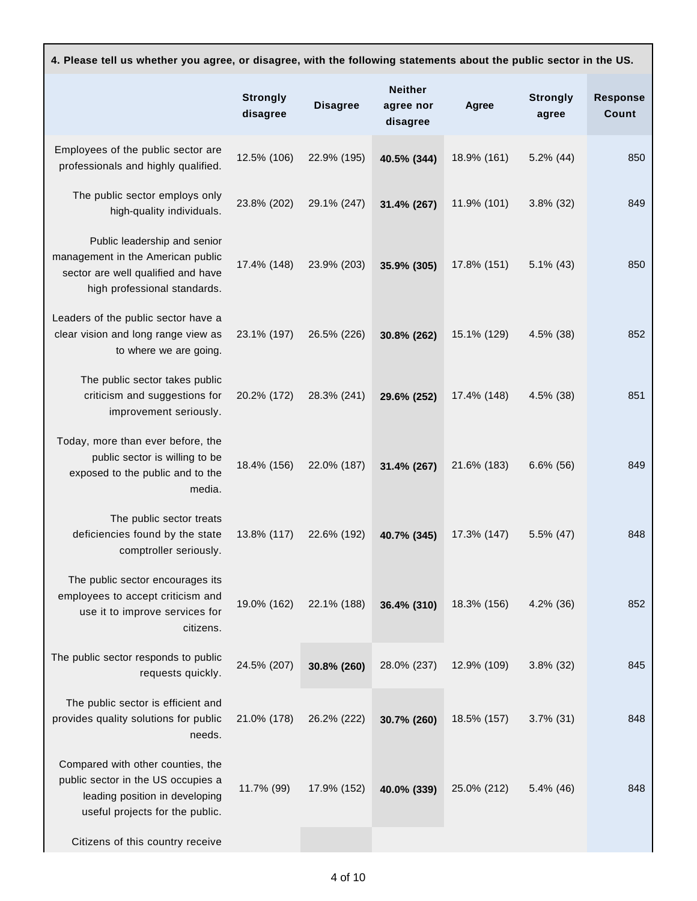**4. Please tell us whether you agree, or disagree, with the following statements about the public sector in the US.**

| | Strongly disagree | Disagree | Neither agree nor disagree | Agree | Strongly agree | Response Count |
|---|---|---|---|---|---|---|
| Employees of the public sector are professionals and highly qualified. | 12.5% (106) | 22.9% (195) | **40.5% (344)** | 18.9% (161) | 5.2% (44) | 850 |
| The public sector employs only high-quality individuals. | 23.8% (202) | 29.1% (247) | **31.4% (267)** | 11.9% (101) | 3.8% (32) | 849 |
| Public leadership and senior management in the American public sector are well qualified and have high professional standards. | 17.4% (148) | 23.9% (203) | **35.9% (305)** | 17.8% (151) | 5.1% (43) | 850 |
| Leaders of the public sector have a clear vision and long range view as to where we are going. | 23.1% (197) | 26.5% (226) | **30.8% (262)** | 15.1% (129) | 4.5% (38) | 852 |
| The public sector takes public criticism and suggestions for improvement seriously. | 20.2% (172) | 28.3% (241) | **29.6% (252)** | 17.4% (148) | 4.5% (38) | 851 |
| Today, more than ever before, the public sector is willing to be exposed to the public and to the media. | 18.4% (156) | 22.0% (187) | **31.4% (267)** | 21.6% (183) | 6.6% (56) | 849 |
| The public sector treats deficiencies found by the state comptroller seriously. | 13.8% (117) | 22.6% (192) | **40.7% (345)** | 17.3% (147) | 5.5% (47) | 848 |
| The public sector encourages its employees to accept criticism and use it to improve services for citizens. | 19.0% (162) | 22.1% (188) | **36.4% (310)** | 18.3% (156) | 4.2% (36) | 852 |
| The public sector responds to public requests quickly. | 24.5% (207) | **30.8% (260)** | 28.0% (237) | 12.9% (109) | 3.8% (32) | 845 |
| The public sector is efficient and provides quality solutions for public needs. | 21.0% (178) | 26.2% (222) | **30.7% (260)** | 18.5% (157) | 3.7% (31) | 848 |
| Compared with other counties, the public sector in the US occupies a leading position in developing useful projects for the public. | 11.7% (99) | 17.9% (152) | **40.0% (339)** | 25.0% (212) | 5.4% (46) | 848 |
| Citizens of this country receive | | | | | | |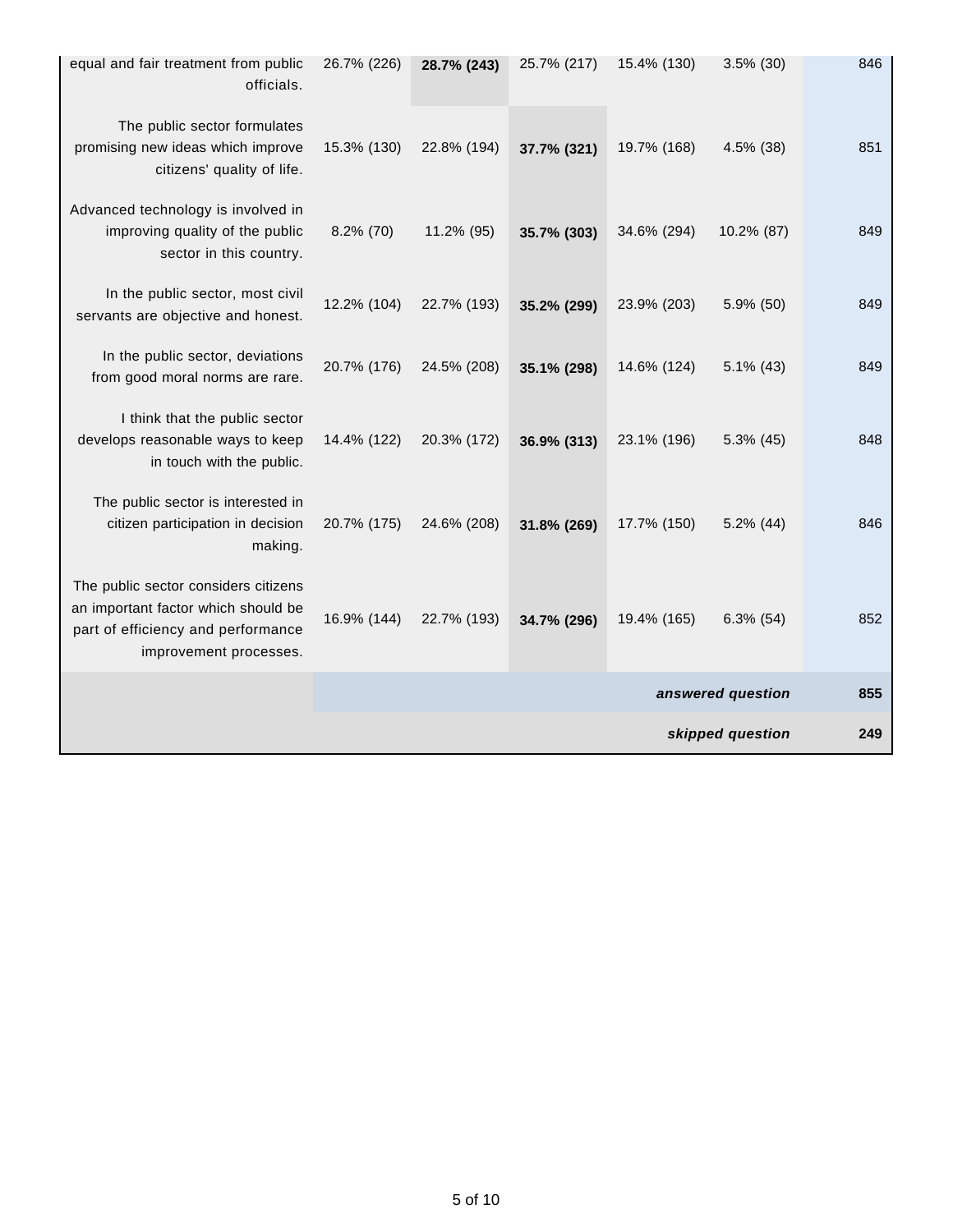| | | | | | | |
|---|---|---|---|---|---|---|
| equal and fair treatment from public officials. | 26.7% (226) | **28.7% (243)** | 25.7% (217) | 15.4% (130) | 3.5% (30) | 846 |
| The public sector formulates promising new ideas which improve citizens' quality of life. | 15.3% (130) | 22.8% (194) | **37.7% (321)** | 19.7% (168) | 4.5% (38) | 851 |
| Advanced technology is involved in improving quality of the public sector in this country. | 8.2% (70) | 11.2% (95) | **35.7% (303)** | 34.6% (294) | 10.2% (87) | 849 |
| In the public sector, most civil servants are objective and honest. | 12.2% (104) | 22.7% (193) | **35.2% (299)** | 23.9% (203) | 5.9% (50) | 849 |
| In the public sector, deviations from good moral norms are rare. | 20.7% (176) | 24.5% (208) | **35.1% (298)** | 14.6% (124) | 5.1% (43) | 849 |
| I think that the public sector develops reasonable ways to keep in touch with the public. | 14.4% (122) | 20.3% (172) | **36.9% (313)** | 23.1% (196) | 5.3% (45) | 848 |
| The public sector is interested in citizen participation in decision making. | 20.7% (175) | 24.6% (208) | **31.8% (269)** | 17.7% (150) | 5.2% (44) | 846 |
| The public sector considers citizens an important factor which should be part of efficiency and performance improvement processes. | 16.9% (144) | 22.7% (193) | **34.7% (296)** | 19.4% (165) | 6.3% (54) | 852 |
| | | | | | ***answered question*** | **855** |
| | | | | | ***skipped question*** | **249** |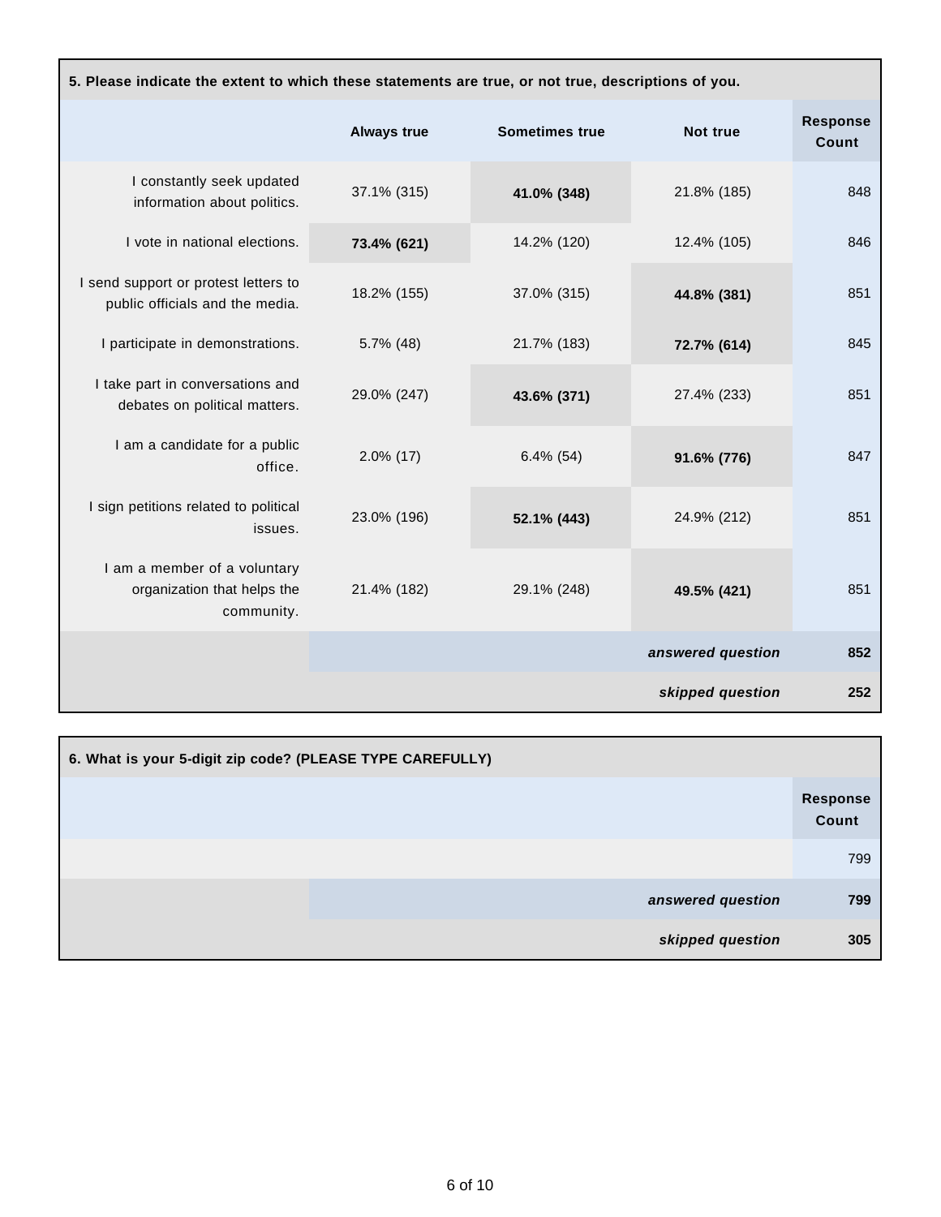**5. Please indicate the extent to which these statements are true, or not true, descriptions of you.**

| | Always true | Sometimes true | Not true | Response Count |
|---|---|---|---|---|
| I constantly seek updated information about politics. | 37.1% (315) | **41.0% (348)** | 21.8% (185) | 848 |
| I vote in national elections. | **73.4% (621)** | 14.2% (120) | 12.4% (105) | 846 |
| I send support or protest letters to public officials and the media. | 18.2% (155) | 37.0% (315) | **44.8% (381)** | 851 |
| I participate in demonstrations. | 5.7% (48) | 21.7% (183) | **72.7% (614)** | 845 |
| I take part in conversations and debates on political matters. | 29.0% (247) | **43.6% (371)** | 27.4% (233) | 851 |
| I am a candidate for a public office. | 2.0% (17) | 6.4% (54) | **91.6% (776)** | 847 |
| I sign petitions related to political issues. | 23.0% (196) | **52.1% (443)** | 24.9% (212) | 851 |
| I am a member of a voluntary organization that helps the community. | 21.4% (182) | 29.1% (248) | **49.5% (421)** | 851 |
| | | | ***answered question*** | **852** |
| | | | ***skipped question*** | **252** |

**6. What is your 5-digit zip code? (PLEASE TYPE CAREFULLY)**

| | Response Count |
|---|---|
| | 799 |
| ***answered question*** | **799** |
| ***skipped question*** | **305** |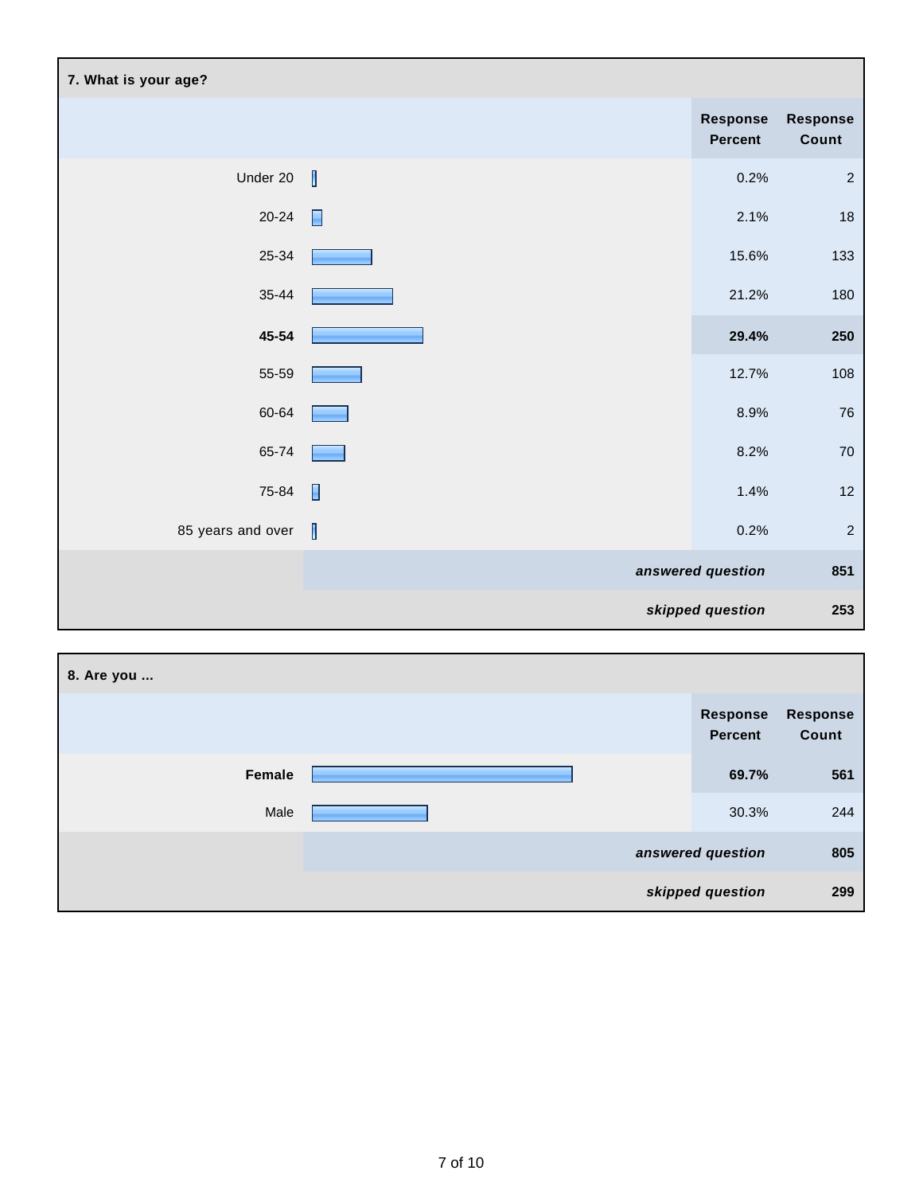## 7. What is your age?

| | Response Percent | Response Count |
|---|---|---|
| Under 20 | 0.2% | 2 |
| 20-24 | 2.1% | 18 |
| 25-34 | 15.6% | 133 |
| 35-44 | 21.2% | 180 |
| **45-54** | **29.4%** | **250** |
| 55-59 | 12.7% | 108 |
| 60-64 | 8.9% | 76 |
| 65-74 | 8.2% | 70 |
| 75-84 | 1.4% | 12 |
| 85 years and over | 0.2% | 2 |
| | *answered question* | 851 |
| | *skipped question* | 253 |

## 8. Are you ...

| | Response Percent | Response Count |
|---|---|---|
| **Female** | **69.7%** | **561** |
| Male | 30.3% | 244 |
| | *answered question* | 805 |
| | *skipped question* | 299 |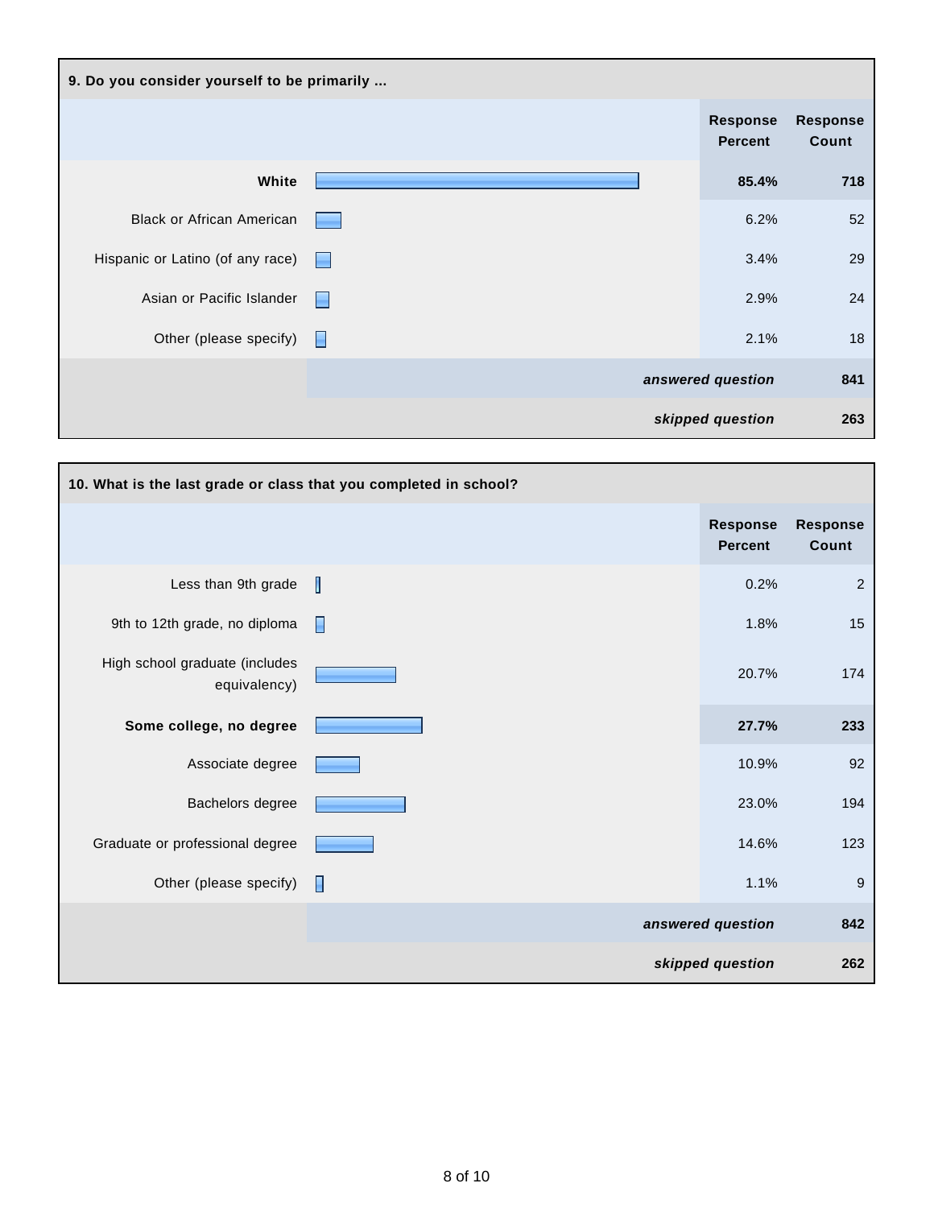**9. Do you consider yourself to be primarily ...**

| | Response Percent | Response Count |
|---|---|---|
| **White** | **85.4%** | **718** |
| Black or African American | 6.2% | 52 |
| Hispanic or Latino (of any race) | 3.4% | 29 |
| Asian or Pacific Islander | 2.9% | 24 |
| Other (please specify) | 2.1% | 18 |
| | ***answered question*** | **841** |
| | ***skipped question*** | **263** |

**10. What is the last grade or class that you completed in school?**

| | Response Percent | Response Count |
|---|---|---|
| Less than 9th grade | 0.2% | 2 |
| 9th to 12th grade, no diploma | 1.8% | 15 |
| High school graduate (includes equivalency) | 20.7% | 174 |
| **Some college, no degree** | **27.7%** | **233** |
| Associate degree | 10.9% | 92 |
| Bachelors degree | 23.0% | 194 |
| Graduate or professional degree | 14.6% | 123 |
| Other (please specify) | 1.1% | 9 |
| | ***answered question*** | **842** |
| | ***skipped question*** | **262** |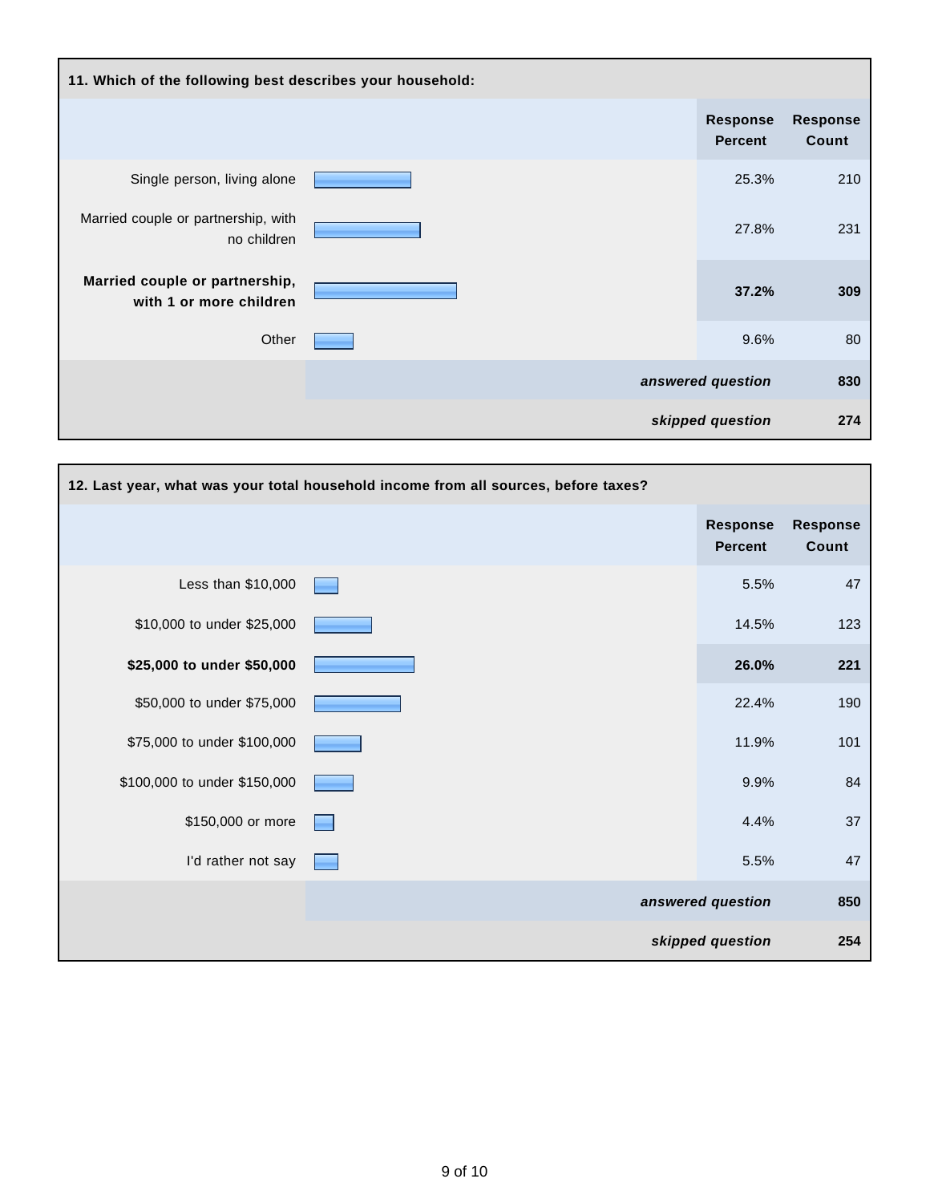| 11. Which of the following best describes your household: | | |
|---|---|---|
| | Response Percent | Response Count |
| Single person, living alone | 25.3% | 210 |
| Married couple or partnership, with no children | 27.8% | 231 |
| **Married couple or partnership, with 1 or more children** | **37.2%** | **309** |
| Other | 9.6% | 80 |
| | *answered question* | **830** |
| | *skipped question* | **274** |

| 12. Last year, what was your total household income from all sources, before taxes? | | |
|---|---|---|
| | Response Percent | Response Count |
| Less than $10,000 | 5.5% | 47 |
| $10,000 to under $25,000 | 14.5% | 123 |
| **$25,000 to under $50,000** | **26.0%** | **221** |
| $50,000 to under $75,000 | 22.4% | 190 |
| $75,000 to under $100,000 | 11.9% | 101 |
| $100,000 to under $150,000 | 9.9% | 84 |
| $150,000 or more | 4.4% | 37 |
| I'd rather not say | 5.5% | 47 |
| | *answered question* | **850** |
| | *skipped question* | **254** |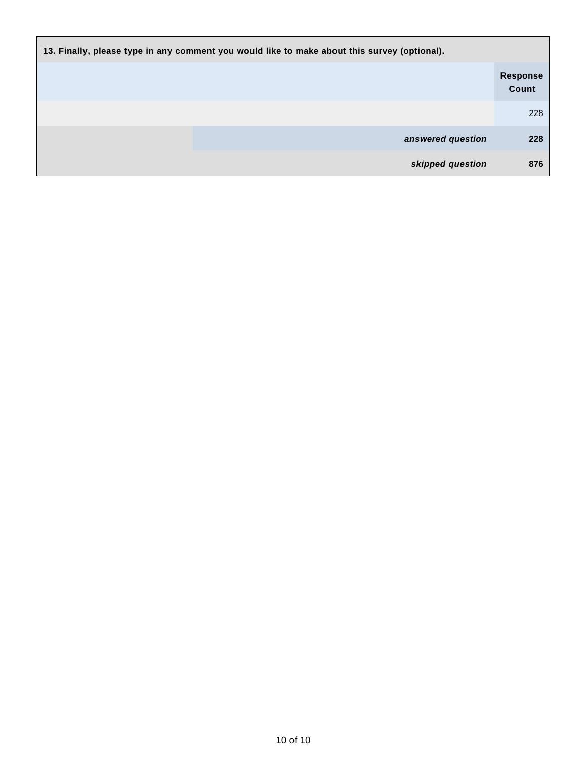| 13. Finally, please type in any comment you would like to make about this survey (optional). | |
| --- | --- |
| | **Response Count** |
| | 228 |
| ***answered question*** | **228** |
| ***skipped question*** | **876** |